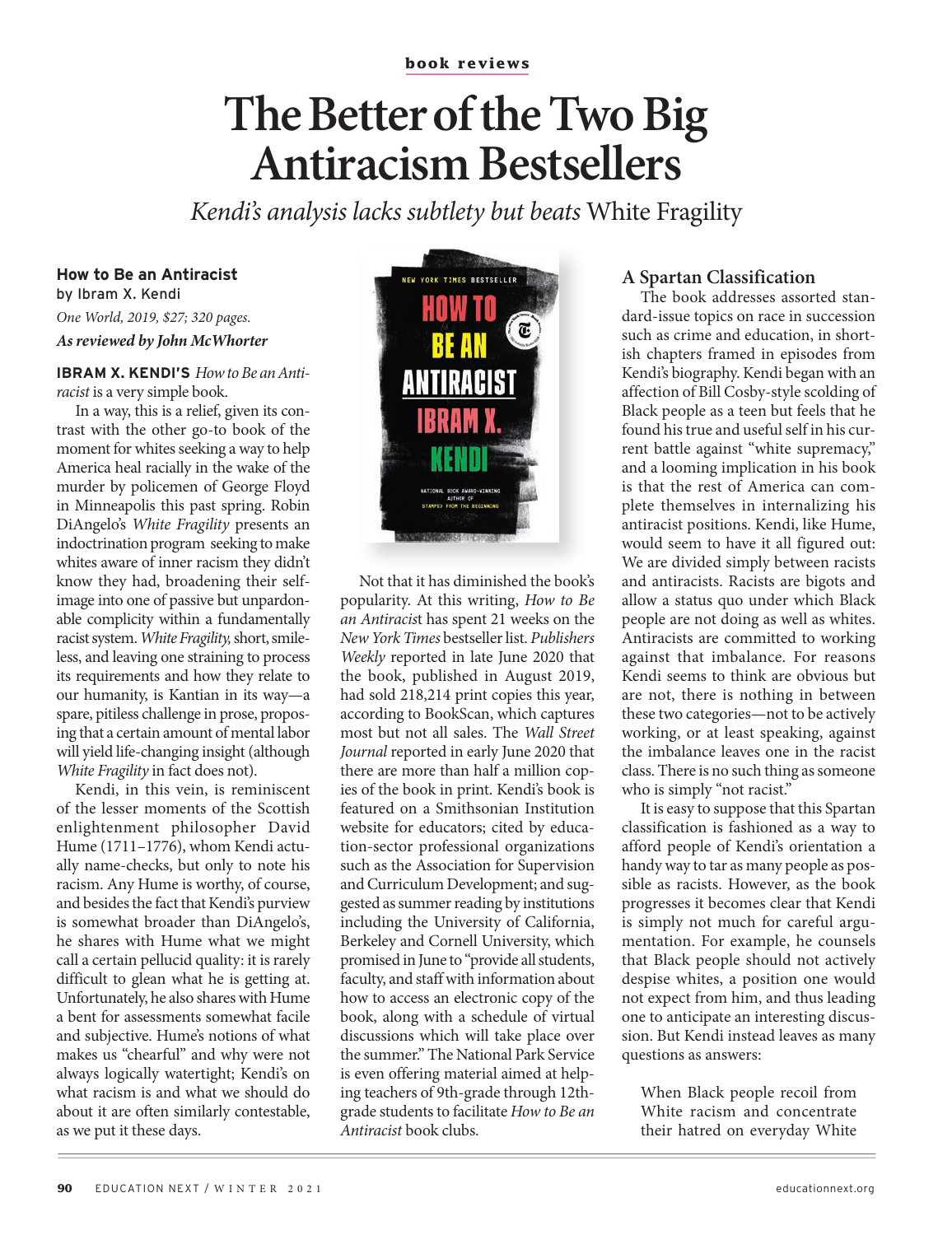book reviews

# The Better of the Two Big Antiracism Bestsellers

*Kendi's analysis lacks subtlety but beats* White Fragility

**How to Be an Antiracist**
by Ibram X. Kendi
*One World, 2019, $27; 320 pages.*
***As reviewed by John McWhorter***

**IBRAM X. KENDI'S** *How to Be an Antiracist* is a very simple book.

In a way, this is a relief, given its contrast with the other go-to book of the moment for whites seeking a way to help America heal racially in the wake of the murder by policemen of George Floyd in Minneapolis this past spring. Robin DiAngelo's *White Fragility* presents an indoctrination program seeking to make whites aware of inner racism they didn't know they had, broadening their self-image into one of passive but unpardonable complicity within a fundamentally racist system. *White Fragility,* short, smileless, and leaving one straining to process its requirements and how they relate to our humanity, is Kantian in its way—a spare, pitiless challenge in prose, proposing that a certain amount of mental labor will yield life-changing insight (although *White Fragility* in fact does not).

Kendi, in this vein, is reminiscent of the lesser moments of the Scottish enlightenment philosopher David Hume (1711–1776), whom Kendi actually name-checks, but only to note his racism. Any Hume is worthy, of course, and besides the fact that Kendi's purview is somewhat broader than DiAngelo's, he shares with Hume what we might call a certain pellucid quality: it is rarely difficult to glean what he is getting at. Unfortunately, he also shares with Hume a bent for assessments somewhat facile and subjective. Hume's notions of what makes us "chearful" and why were not always logically watertight; Kendi's on what racism is and what we should do about it are often similarly contestable, as we put it these days.

Not that it has diminished the book's popularity. At this writing, *How to Be an Antiracist* has spent 21 weeks on the *New York Times* bestseller list. *Publishers Weekly* reported in late June 2020 that the book, published in August 2019, had sold 218,214 print copies this year, according to BookScan, which captures most but not all sales. The *Wall Street Journal* reported in early June 2020 that there are more than half a million copies of the book in print. Kendi's book is featured on a Smithsonian Institution website for educators; cited by education-sector professional organizations such as the Association for Supervision and Curriculum Development; and suggested as summer reading by institutions including the University of California, Berkeley and Cornell University, which promised in June to "provide all students, faculty, and staff with information about how to access an electronic copy of the book, along with a schedule of virtual discussions which will take place over the summer." The National Park Service is even offering material aimed at helping teachers of 9th-grade through 12th-grade students to facilitate *How to Be an Antiracist* book clubs.

## A Spartan Classification

The book addresses assorted standard-issue topics on race in succession such as crime and education, in shortish chapters framed in episodes from Kendi's biography. Kendi began with an affection of Bill Cosby-style scolding of Black people as a teen but feels that he found his true and useful self in his current battle against "white supremacy," and a looming implication in his book is that the rest of America can complete themselves in internalizing his antiracist positions. Kendi, like Hume, would seem to have it all figured out: We are divided simply between racists and antiracists. Racists are bigots and allow a status quo under which Black people are not doing as well as whites. Antiracists are committed to working against that imbalance. For reasons Kendi seems to think are obvious but are not, there is nothing in between these two categories—not to be actively working, or at least speaking, against the imbalance leaves one in the racist class. There is no such thing as someone who is simply "not racist."

It is easy to suppose that this Spartan classification is fashioned as a way to afford people of Kendi's orientation a handy way to tar as many people as possible as racists. However, as the book progresses it becomes clear that Kendi is simply not much for careful argumentation. For example, he counsels that Black people should not actively despise whites, a position one would not expect from him, and thus leading one to anticipate an interesting discussion. But Kendi instead leaves as many questions as answers:

> When Black people recoil from White racism and concentrate their hatred on everyday White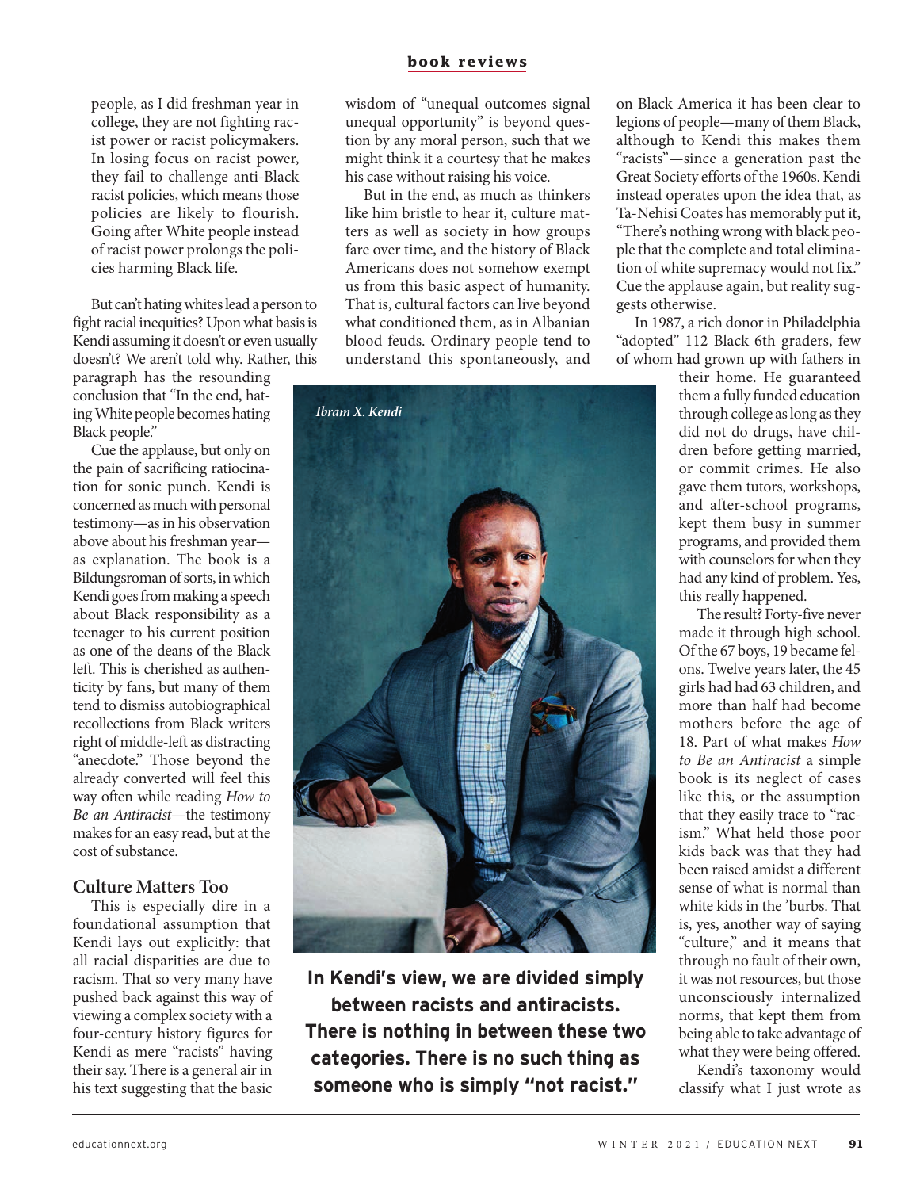people, as I did freshman year in college, they are not fighting racist power or racist policymakers. In losing focus on racist power, they fail to challenge anti-Black racist policies, which means those policies are likely to flourish. Going after White people instead of racist power prolongs the policies harming Black life.

But can't hating whites lead a person to fight racial inequities? Upon what basis is Kendi assuming it doesn't or even usually doesn't? We aren't told why. Rather, this paragraph has the resounding conclusion that "In the end, hating White people becomes hating Black people."

Cue the applause, but only on the pain of sacrificing ratiocination for sonic punch. Kendi is concerned as much with personal testimony—as in his observation above about his freshman year—as explanation. The book is a Bildungsroman of sorts, in which Kendi goes from making a speech about Black responsibility as a teenager to his current position as one of the deans of the Black left. This is cherished as authenticity by fans, but many of them tend to dismiss autobiographical recollections from Black writers right of middle-left as distracting "anecdote." Those the already converted will feel this way often while reading *How to Be an Antiracist*—the testimony makes for an easy read, but at the cost of substance.

### Culture Matters Too

This is especially dire in a foundational assumption that Kendi lays out explicitly: that all racial disparities are due to racism. That so very many have pushed back against this way of viewing a complex society with a four-century history figures for Kendi as mere "racists" having their say. There is a general air in his text suggesting that the basic wisdom of "unequal outcomes signal unequal opportunity" is beyond question by any moral person, such that we might think it a courtesy that he makes his case without raising his voice.

But in the end, as much as thinkers like him bristle to hear it, culture matters as well as society in how groups fare over time, and the history of Black Americans does not somehow exempt us from this basic aspect of humanity. That is, cultural factors can live beyond what conditioned them, as in Albanian blood feuds. Ordinary people tend to understand this spontaneously, and on Black America it has been clear to legions of people—many of them Black, although to Kendi this makes them "racists"—since a generation past the Great Society efforts of the 1960s. Kendi instead operates upon the idea that, as Ta-Nehisi Coates has memorably put it, "There's nothing wrong with black people that the complete and total elimination of white supremacy would not fix." Cue the applause again, but reality suggests otherwise.

*Ibram X. Kendi*

**In Kendi's view, we are divided simply between racists and antiracists. There is nothing in between these two categories. There is no such thing as someone who is simply "not racist."**

In 1987, a rich donor in Philadelphia "adopted" 112 Black 6th graders, few of whom had grown up with fathers in their home. He guaranteed them a fully funded education through college as long as they did not do drugs, have children before getting married, or commit crimes. He also gave them tutors, workshops, and after-school programs, kept them busy in summer programs, and provided them with counselors for when they had any kind of problem. Yes, this really happened.

The result? Forty-five never made it through high school. Of the 67 boys, 19 became felons. Twelve years later, the 45 girls had had 63 children, and more than half had become mothers before the age of 18. Part of what makes *How to Be an Antiracist* a simple book is its neglect of cases like this, or the assumption that they easily trace to "racism." What held those poor kids back was that they had been raised amidst a different sense of what is normal than white kids in the 'burbs. That is, yes, another way of saying "culture," and it means that through no fault of their own, it was not resources, but those unconsciously internalized norms, that kept them from being able to take advantage of what they were being offered.

Kendi's taxonomy would classify what I just wrote as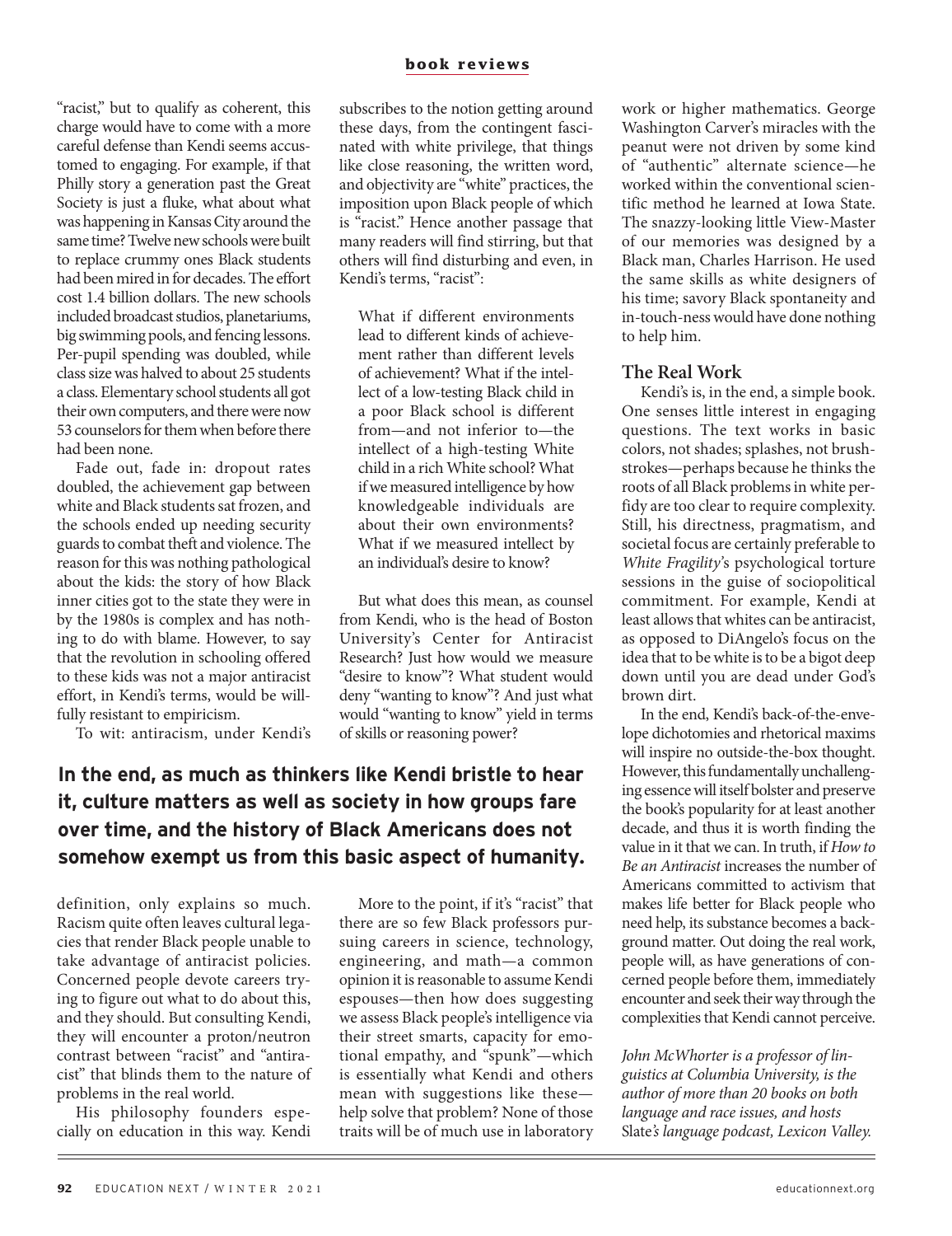"racist," but to qualify as coherent, this charge would have to come with a more careful defense than Kendi seems accustomed to engaging. For example, if that Philly story a generation past the Great Society is just a fluke, what about what was happening in Kansas City around the same time? Twelve new schools were built to replace crummy ones Black students had been mired in for decades. The effort cost 1.4 billion dollars. The new schools included broadcast studios, planetariums, big swimming pools, and fencing lessons. Per-pupil spending was doubled, while class size was halved to about 25 students a class. Elementary school students all got their own computers, and there were now 53 counselors for them when before there had been none.

Fade out, fade in: dropout rates doubled, the achievement gap between white and Black students sat frozen, and the schools ended up needing security guards to combat theft and violence. The reason for this was nothing pathological about the kids: the story of how Black inner cities got to the state they were in by the 1980s is complex and has nothing to do with blame. However, to say that the revolution in schooling offered to these kids was not a major antiracist effort, in Kendi's terms, would be willfully resistant to empiricism.

To wit: antiracism, under Kendi's definition, only explains so much. Racism quite often leaves cultural legacies that render Black people unable to take advantage of antiracist policies. Concerned people devote careers trying to figure out what to do about this, and they should. But consulting Kendi, they will encounter a proton/neutron contrast between "racist" and "antiracist" that blinds them to the nature of problems in the real world.

His philosophy founders especially on education in this way. Kendi subscribes to the notion getting around these days, from the contingent fascinated with white privilege, that things like close reasoning, the written word, and objectivity are "white" practices, the imposition upon Black people of which is "racist." Hence another passage that many readers will find stirring, but that others will find disturbing and even, in Kendi's terms, "racist":

> What if different environments lead to different kinds of achievement rather than different levels of achievement? What if the intellect of a low-testing Black child in a poor Black school is different from—and not inferior to—the intellect of a high-testing White child in a rich White school? What if we measured intelligence by how knowledgeable individuals are about their own environments? What if we measured intellect by an individual's desire to know?

But what does this mean, as counsel from Kendi, who is the head of Boston University's Center for Antiracist Research? Just how would we measure "desire to know"? What student would deny "wanting to know"? And just what would "wanting to know" yield in terms of skills or reasoning power?

**In the end, as much as thinkers like Kendi bristle to hear it, culture matters as well as society in how groups fare over time, and the history of Black Americans does not somehow exempt us from this basic aspect of humanity.**

More to the point, if it's "racist" that there are so few Black professors pursuing careers in science, technology, engineering, and math—a common opinion it is reasonable to assume Kendi espouses—then how does suggesting we assess Black people's intelligence via their street smarts, capacity for emotional empathy, and "spunk"—which is essentially what Kendi and others mean with suggestions like these—help solve that problem? None of those traits will be of much use in laboratory work or higher mathematics. George Washington Carver's miracles with the peanut were not driven by some kind of "authentic" alternate science—he worked within the conventional scientific method he learned at Iowa State. The snazzy-looking little View-Master of our memories was designed by a Black man, Charles Harrison. He used the same skills as white designers of his time; savory Black spontaneity and in-touch-ness would have done nothing to help him.

## The Real Work

Kendi's is, in the end, a simple book. One senses little interest in engaging questions. The text works in basic colors, not shades; splashes, not brushstrokes—perhaps because he thinks the roots of all Black problems in white perfidy are too clear to require complexity. Still, his directness, pragmatism, and societal focus are certainly preferable to *White Fragility*'s psychological torture sessions in the guise of sociopolitical commitment. For example, Kendi at least allows that whites can be antiracist, as opposed to DiAngelo's focus on the idea that to be white is to be a bigot deep down until you are dead under God's brown dirt.

In the end, Kendi's back-of-the-envelope dichotomies and rhetorical maxims will inspire no outside-the-box thought. However, this fundamentally unchallenging essence will itself bolster and preserve the book's popularity for at least another decade, and thus it is worth finding the value in it that we can. In truth, if *How to Be an Antiracist* increases the number of Americans committed to activism that makes life better for Black people who need help, its substance becomes a background matter. Out doing the real work, people will, as have generations of concerned people before them, immediately encounter and seek their way through the complexities that Kendi cannot perceive.

*John McWhorter is a professor of linguistics at Columbia University, is the author of more than 20 books on both language and race issues, and hosts* Slate*'s language podcast, Lexicon Valley.*